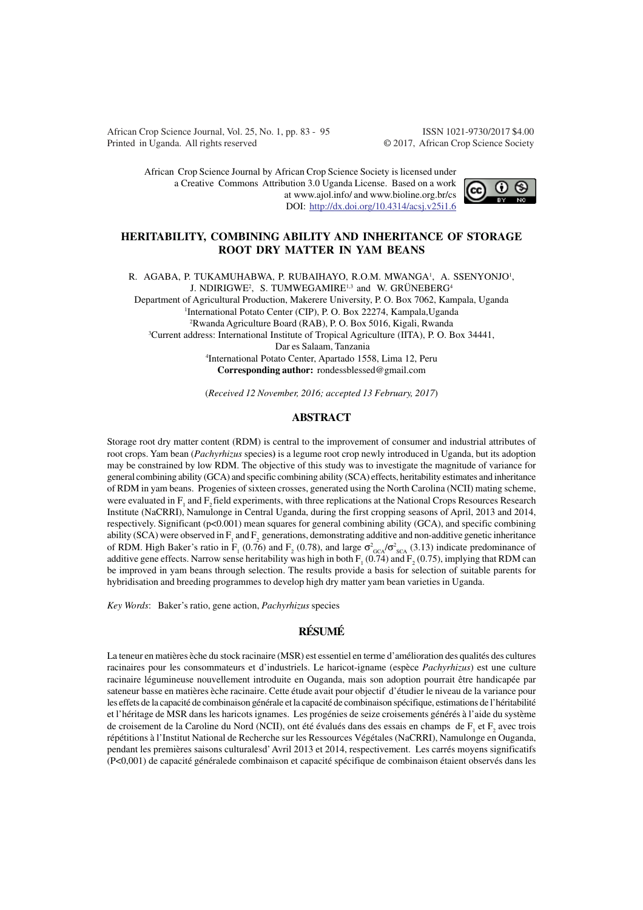African Crop Science Journal, Vol. 25, No. 1, pp. 83 - 95
Printed in Uganda. All rights reserved

ISSN 1021-9730/2017 $4.00
© 2017, African Crop Science Society

African Crop Science Journal by African Crop Science Society is licensed under a Creative Commons Attribution 3.0 Uganda License. Based on a work at www.ajol.info/ and www.bioline.org.br/cs
DOI: http://dx.doi.org/10.4314/acsj.v25i1.6

# HERITABILITY, COMBINING ABILITY AND INHERITANCE OF STORAGE ROOT DRY MATTER IN YAM BEANS

R. AGABA, P. TUKAMUHABWA, P. RUBAIHAYO, R.O.M. MWANGA[1], A. SSENYONJO[1], J. NDIRIGWE[2], S. TUMWEGAMIRE[1,3] and W. GRÜNEBERG[4]

Department of Agricultural Production, Makerere University, P. O. Box 7062, Kampala, Uganda
[1]International Potato Center (CIP), P. O. Box 22274, Kampala,Uganda
[2]Rwanda Agriculture Board (RAB), P. O. Box 5016, Kigali, Rwanda
[3]Current address: International Institute of Tropical Agriculture (IITA), P. O. Box 34441, Dar es Salaam, Tanzania
[4]International Potato Center, Apartado 1558, Lima 12, Peru
**Corresponding author:** rondessblessed@gmail.com

(*Received 12 November, 2016; accepted 13 February, 2017*)

## ABSTRACT

Storage root dry matter content (RDM) is central to the improvement of consumer and industrial attributes of root crops. Yam bean (*Pachyrhizus* species) is a legume root crop newly introduced in Uganda, but its adoption may be constrained by low RDM. The objective of this study was to investigate the magnitude of variance for general combining ability (GCA) and specific combining ability (SCA) effects, heritability estimates and inheritance of RDM in yam beans. Progenies of sixteen crosses, generated using the North Carolina (NCII) mating scheme, were evaluated in $F_1$ and $F_2$ field experiments, with three replications at the National Crops Resources Research Institute (NaCRRI), Namulonge in Central Uganda, during the first cropping seasons of April, 2013 and 2014, respectively. Significant ($p<0.001$) mean squares for general combining ability (GCA), and specific combining ability (SCA) were observed in $F_1$ and $F_2$ generations, demonstrating additive and non-additive genetic inheritance of RDM. High Baker's ratio in $F_1$ (0.76) and $F_2$ (0.78), and large $\sigma^2_{GCA}/\sigma^2_{SCA}$ (3.13) indicate predominance of additive gene effects. Narrow sense heritability was high in both $F_1$ (0.74) and $F_2$ (0.75), implying that RDM can be improved in yam beans through selection. The results provide a basis for selection of suitable parents for hybridisation and breeding programmes to develop high dry matter yam bean varieties in Uganda.

*Key Words*: Baker's ratio, gene action, *Pachyrhizus* species

## RÉSUMÉ

La teneur en matières èche du stock racinaire (MSR) est essentiel en terme d'amélioration des qualités des cultures racinaires pour les consommateurs et d'industriels. Le haricot-igname (espèce *Pachyrhizus*) est une culture racinaire légumineuse nouvellement introduite en Ouganda, mais son adoption pourrait être handicapée par sateneur basse en matières èche racinaire. Cette étude avait pour objectif d'étudier le niveau de la variance pour les effets de la capacité de combinaison générale et la capacité de combinaison spécifique, estimations de l'héritabilité et l'héritage de MSR dans les haricots ignames. Les progénies de seize croisements générés à l'aide du système de croisement de la Caroline du Nord (NCII), ont été évalués dans des essais en champs de $F_1$ et $F_2$ avec trois répétitions à l'Institut National de Recherche sur les Ressources Végétales (NaCRRI), Namulonge en Ouganda, pendant les premières saisons culturalesd' Avril 2013 et 2014, respectivement. Les carrés moyens significatifs ($P<0,001$) de capacité généralede combinaison et capacité spécifique de combinaison étaient observés dans les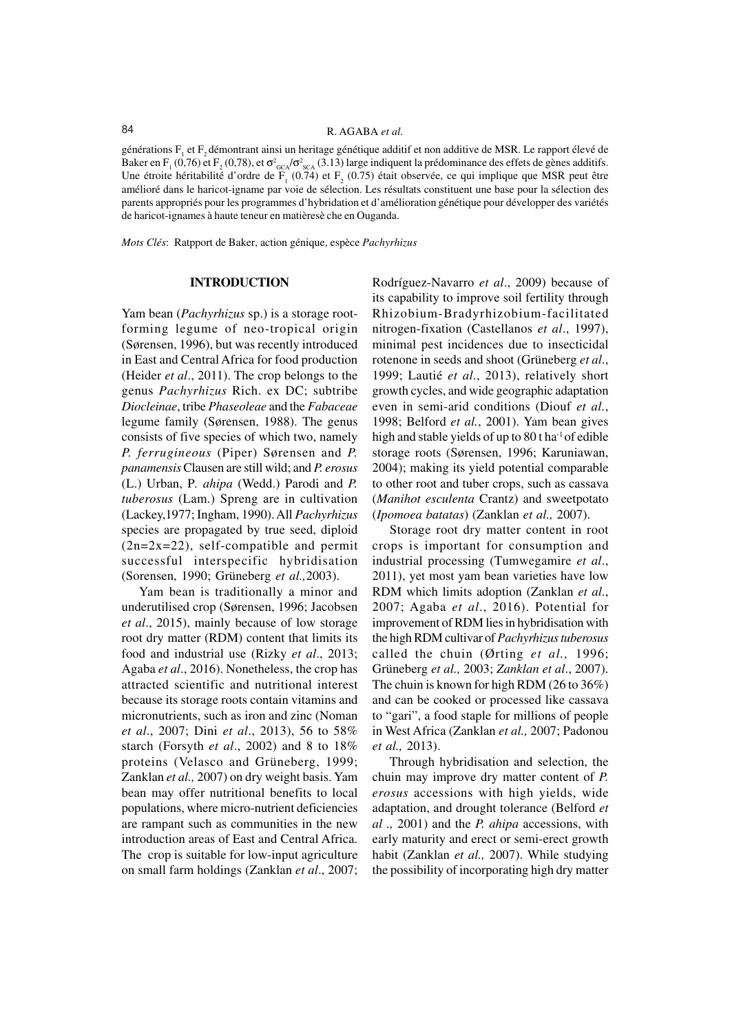générations $F_1$ et $F_2$ démontrant ainsi un heritage génétique additif et non additive de MSR. Le rapport élevé de Baker en $F_1$ (0,76) et $F_2$ (0,78), et $\sigma^2_{GCA}/\sigma^2_{SCA}$ (3.13) large indiquent la prédominance des effets de gènes additifs. Une étroite héritabilité d'ordre de $F_1$ (0.74) et $F_2$ (0.75) était observée, ce qui implique que MSR peut être amélioré dans le haricot-igname par voie de sélection. Les résultats constituent une base pour la sélection des parents appropriés pour les programmes d'hybridation et d'amélioration génétique pour développer des variétés de haricot-ignames à haute teneur en matièresè che en Ouganda.

*Mots Clés*: Ratpport de Baker, action génique, espèce *Pachyrhizus*

## INTRODUCTION

Yam bean (*Pachyrhizus* sp.) is a storage root-forming legume of neo-tropical origin (Sørensen, 1996), but was recently introduced in East and Central Africa for food production (Heider *et al*., 2011). The crop belongs to the genus *Pachyrhizus* Rich. ex DC; subtribe *Diocleinae*, tribe *Phaseoleae* and the *Fabaceae* legume family (Sørensen, 1988). The genus consists of five species of which two, namely *P. ferrugineous* (Piper) Sørensen and *P. panamensis* Clausen are still wild; and *P. erosus* (L.) Urban, P. *ahipa* (Wedd.) Parodi and *P. tuberosus* (Lam.) Spreng are in cultivation (Lackey,1977; Ingham, 1990). All *Pachyrhizus* species are propagated by true seed, diploid (2n=2x=22), self-compatible and permit successful interspecific hybridisation (Sorensen, 1990; Grüneberg *et al.,*2003).

Yam bean is traditionally a minor and underutilised crop (Sørensen, 1996; Jacobsen *et al*., 2015), mainly because of low storage root dry matter (RDM) content that limits its food and industrial use (Rizky *et al*., 2013; Agaba *et al*., 2016). Nonetheless, the crop has attracted scientific and nutritional interest because its storage roots contain vitamins and micronutrients, such as iron and zinc (Noman *et al*., 2007; Dini *et al*., 2013), 56 to 58% starch (Forsyth *et al*., 2002) and 8 to 18% proteins (Velasco and Grüneberg, 1999; Zanklan *et al.,* 2007) on dry weight basis. Yam bean may offer nutritional benefits to local populations, where micro-nutrient deficiencies are rampant such as communities in the new introduction areas of East and Central Africa. The crop is suitable for low-input agriculture on small farm holdings (Zanklan *et al*., 2007; Rodríguez-Navarro *et al*., 2009) because of its capability to improve soil fertility through Rhizobium-Bradyrhizobium-facilitated nitrogen-fixation (Castellanos *et al*., 1997), minimal pest incidences due to insecticidal rotenone in seeds and shoot (Grüneberg *et al*., 1999; Lautié *et al*., 2013), relatively short growth cycles, and wide geographic adaptation even in semi-arid conditions (Diouf *et al.*, 1998; Belford *et al.*, 2001). Yam bean gives high and stable yields of up to 80 t ha$^{-1}$ of edible storage roots (Sørensen, 1996; Karuniawan, 2004); making its yield potential comparable to other root and tuber crops, such as cassava (*Manihot esculenta* Crantz) and sweetpotato (*Ipomoea batatas*) (Zanklan *et al.,* 2007).

Storage root dry matter content in root crops is important for consumption and industrial processing (Tumwegamire *et al*., 2011), yet most yam bean varieties have low RDM which limits adoption (Zanklan *et al*., 2007; Agaba *et al*., 2016). Potential for improvement of RDM lies in hybridisation with the high RDM cultivar of *Pachyrhizus tuberosus* called the chuin (Ørting *et al.,* 1996; Grüneberg *et al.,* 2003; *Zanklan et al*., 2007). The chuin is known for high RDM (26 to 36%) and can be cooked or processed like cassava to "gari", a food staple for millions of people in West Africa (Zanklan *et al.,* 2007; Padonou *et al.,* 2013).

Through hybridisation and selection, the chuin may improve dry matter content of *P. erosus* accessions with high yields, wide adaptation, and drought tolerance (Belford *et al .,* 2001) and the *P. ahipa* accessions, with early maturity and erect or semi-erect growth habit (Zanklan *et al.,* 2007). While studying the possibility of incorporating high dry matter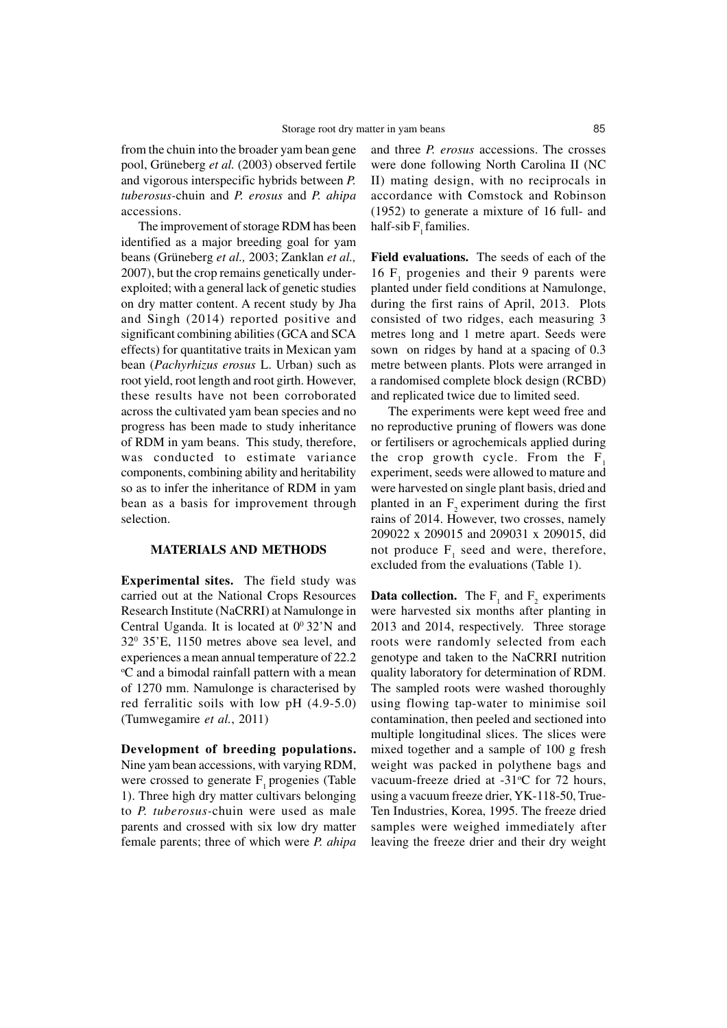from the chuin into the broader yam bean gene pool, Grüneberg *et al.* (2003) observed fertile and vigorous interspecific hybrids between *P. tuberosus*-chuin and *P. erosus* and *P. ahipa* accessions.

The improvement of storage RDM has been identified as a major breeding goal for yam beans (Grüneberg *et al.,* 2003; Zanklan *et al.,* 2007), but the crop remains genetically under-exploited; with a general lack of genetic studies on dry matter content. A recent study by Jha and Singh (2014) reported positive and significant combining abilities (GCA and SCA effects) for quantitative traits in Mexican yam bean (*Pachyrhizus erosus* L. Urban) such as root yield, root length and root girth. However, these results have not been corroborated across the cultivated yam bean species and no progress has been made to study inheritance of RDM in yam beans. This study, therefore, was conducted to estimate variance components, combining ability and heritability so as to infer the inheritance of RDM in yam bean as a basis for improvement through selection.

## MATERIALS AND METHODS

**Experimental sites.** The field study was carried out at the National Crops Resources Research Institute (NaCRRI) at Namulonge in Central Uganda. It is located at $0^0$ 32'N and $32^0$ 35'E, 1150 metres above sea level, and experiences a mean annual temperature of 22.2 $^oC$ and a bimodal rainfall pattern with a mean of 1270 mm. Namulonge is characterised by red ferralitic soils with low pH (4.9-5.0) (Tumwegamire *et al.*, 2011)

**Development of breeding populations.** Nine yam bean accessions, with varying RDM, were crossed to generate $F_1$ progenies (Table 1). Three high dry matter cultivars belonging to *P. tuberosus*-chuin were used as male parents and crossed with six low dry matter female parents; three of which were *P. ahipa* and three *P. erosus* accessions. The crosses were done following North Carolina II (NC II) mating design, with no reciprocals in accordance with Comstock and Robinson (1952) to generate a mixture of 16 full- and half-sib $F_1$ families.

**Field evaluations.** The seeds of each of the 16 $F_1$ progenies and their 9 parents were planted under field conditions at Namulonge, during the first rains of April, 2013. Plots consisted of two ridges, each measuring 3 metres long and 1 metre apart. Seeds were sown on ridges by hand at a spacing of 0.3 metre between plants. Plots were arranged in a randomised complete block design (RCBD) and replicated twice due to limited seed.

The experiments were kept weed free and no reproductive pruning of flowers was done or fertilisers or agrochemicals applied during the crop growth cycle. From the $F_1$ experiment, seeds were allowed to mature and were harvested on single plant basis, dried and planted in an $F_2$ experiment during the first rains of 2014. However, two crosses, namely 209022 x 209015 and 209031 x 209015, did not produce $F_1$ seed and were, therefore, excluded from the evaluations (Table 1).

**Data collection.** The $F_1$ and $F_2$ experiments were harvested six months after planting in 2013 and 2014, respectively. Three storage roots were randomly selected from each genotype and taken to the NaCRRI nutrition quality laboratory for determination of RDM. The sampled roots were washed thoroughly using flowing tap-water to minimise soil contamination, then peeled and sectioned into multiple longitudinal slices. The slices were mixed together and a sample of 100 g fresh weight was packed in polythene bags and vacuum-freeze dried at -31$^oC$ for 72 hours, using a vacuum freeze drier, YK-118-50, True-Ten Industries, Korea, 1995. The freeze dried samples were weighed immediately after leaving the freeze drier and their dry weight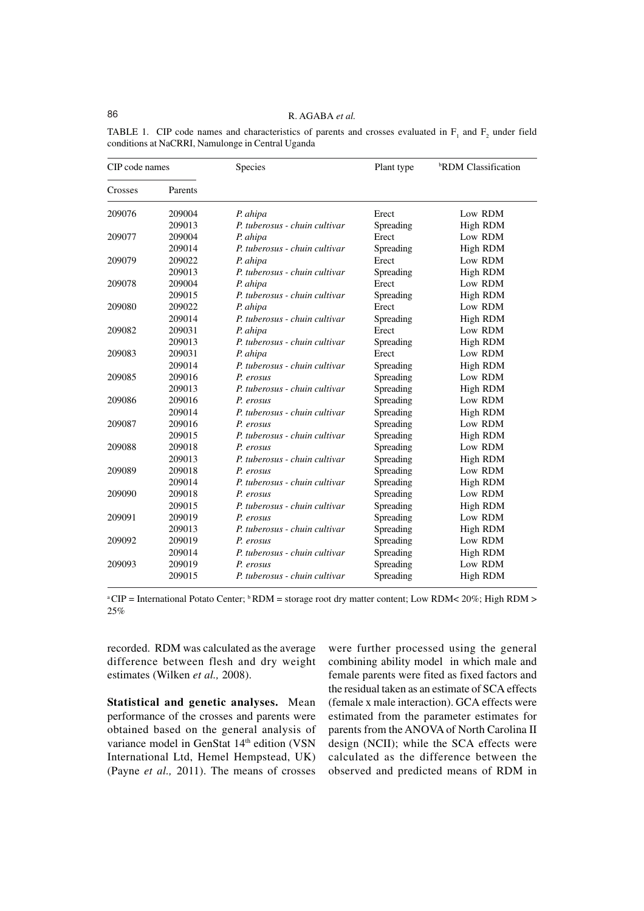TABLE 1. CIP code names and characteristics of parents and crosses evaluated in $F_1$ and $F_2$ under field conditions at NaCRRI, Namulonge in Central Uganda

| CIP code names | | Species | Plant type | [b]RDM Classification |
|---|---|---|---|---|
| Crosses | Parents | | | |
| 209076 | 209004 | *P. ahipa* | Erect | Low RDM |
| | 209013 | *P. tuberosus - chuin cultivar* | Spreading | High RDM |
| 209077 | 209004 | *P. ahipa* | Erect | Low RDM |
| | 209014 | *P. tuberosus - chuin cultivar* | Spreading | High RDM |
| 209079 | 209022 | *P. ahipa* | Erect | Low RDM |
| | 209013 | *P. tuberosus - chuin cultivar* | Spreading | High RDM |
| 209078 | 209004 | *P. ahipa* | Erect | Low RDM |
| | 209015 | *P. tuberosus - chuin cultivar* | Spreading | High RDM |
| 209080 | 209022 | *P. ahipa* | Erect | Low RDM |
| | 209014 | *P. tuberosus - chuin cultivar* | Spreading | High RDM |
| 209082 | 209031 | *P. ahipa* | Erect | Low RDM |
| | 209013 | *P. tuberosus - chuin cultivar* | Spreading | High RDM |
| 209083 | 209031 | *P. ahipa* | Erect | Low RDM |
| | 209014 | *P. tuberosus - chuin cultivar* | Spreading | High RDM |
| 209085 | 209016 | *P. erosus* | Spreading | Low RDM |
| | 209013 | *P. tuberosus - chuin cultivar* | Spreading | High RDM |
| 209086 | 209016 | *P. erosus* | Spreading | Low RDM |
| | 209014 | *P. tuberosus - chuin cultivar* | Spreading | High RDM |
| 209087 | 209016 | *P. erosus* | Spreading | Low RDM |
| | 209015 | *P. tuberosus - chuin cultivar* | Spreading | High RDM |
| 209088 | 209018 | *P. erosus* | Spreading | Low RDM |
| | 209013 | *P. tuberosus - chuin cultivar* | Spreading | High RDM |
| 209089 | 209018 | *P. erosus* | Spreading | Low RDM |
| | 209014 | *P. tuberosus - chuin cultivar* | Spreading | High RDM |
| 209090 | 209018 | *P. erosus* | Spreading | Low RDM |
| | 209015 | *P. tuberosus - chuin cultivar* | Spreading | High RDM |
| 209091 | 209019 | *P. erosus* | Spreading | Low RDM |
| | 209013 | *P. tuberosus - chuin cultivar* | Spreading | High RDM |
| 209092 | 209019 | *P. erosus* | Spreading | Low RDM |
| | 209014 | *P. tuberosus - chuin cultivar* | Spreading | High RDM |
| 209093 | 209019 | *P. erosus* | Spreading | Low RDM |
| | 209015 | *P. tuberosus - chuin cultivar* | Spreading | High RDM |

[a] CIP = International Potato Center; [b] RDM = storage root dry matter content; Low RDM< 20%; High RDM > 25%

recorded. RDM was calculated as the average difference between flesh and dry weight estimates (Wilken *et al.,* 2008).

**Statistical and genetic analyses.** Mean performance of the crosses and parents were obtained based on the general analysis of variance model in GenStat 14[th] edition (VSN International Ltd, Hemel Hempstead, UK) (Payne *et al.,* 2011). The means of crosses were further processed using the general combining ability model in which male and female parents were fited as fixed factors and the residual taken as an estimate of SCA effects (female x male interaction). GCA effects were estimated from the parameter estimates for parents from the ANOVA of North Carolina II design (NCII); while the SCA effects were calculated as the difference between the observed and predicted means of RDM in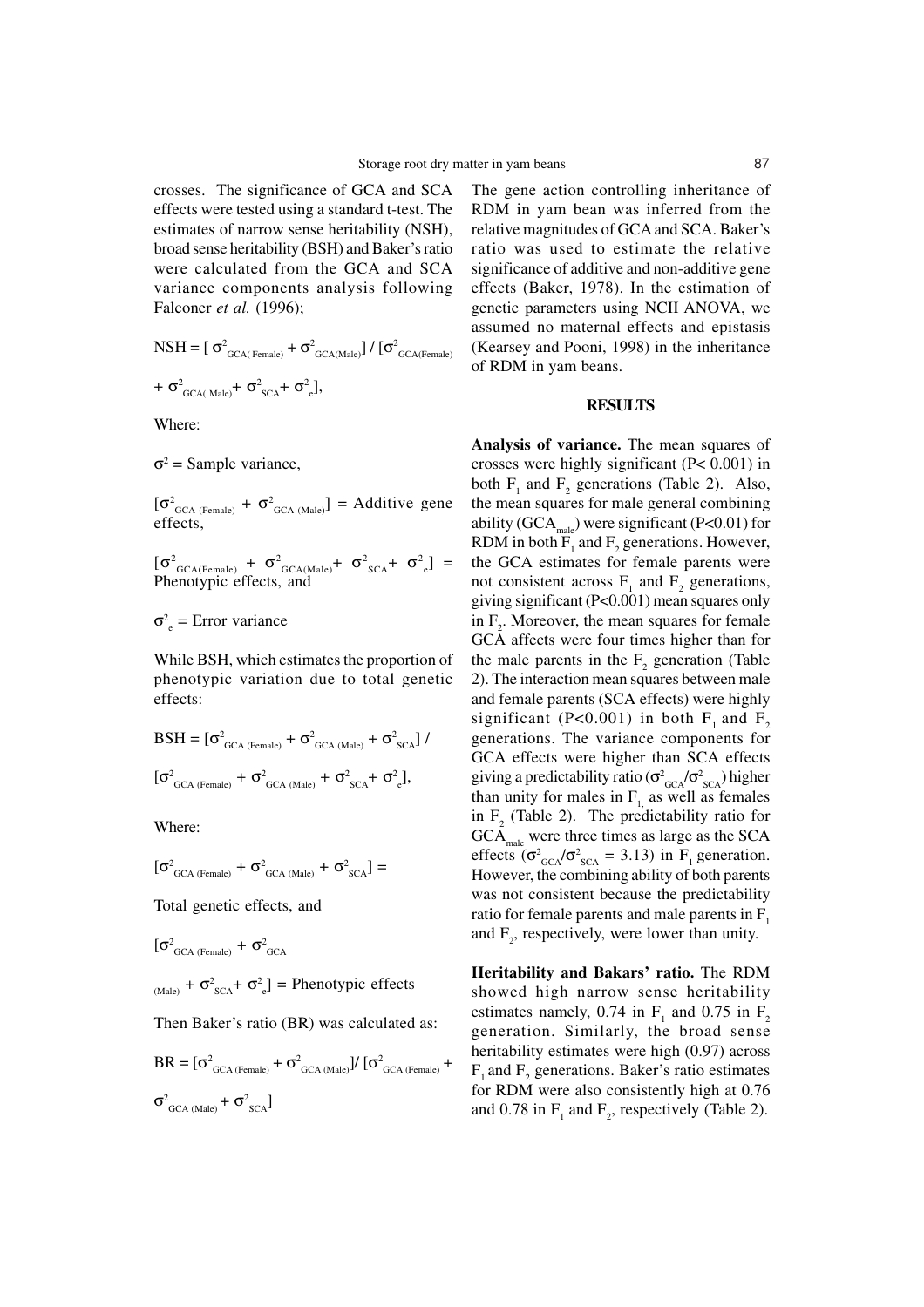crosses. The significance of GCA and SCA effects were tested using a standard t-test. The estimates of narrow sense heritability (NSH), broad sense heritability (BSH) and Baker's ratio were calculated from the GCA and SCA variance components analysis following Falconer *et al.* (1996);

$$NSH = [\sigma^2_{GCA(Female)} + \sigma^2_{GCA(Male)}] / [\sigma^2_{GCA(Female)} + \sigma^2_{GCA(Male)} + \sigma^2_{SCA} + \sigma^2_{e}],$$

Where:

$\sigma^2$ = Sample variance,

$[\sigma^2_{GCA\ (Female)} + \sigma^2_{GCA\ (Male)}]$ = Additive gene effects,

$[\sigma^2_{GCA(Female)} + \sigma^2_{GCA(Male)} + \sigma^2_{SCA} + \sigma^2_{e}]$ = Phenotypic effects, and

$\sigma^2_{e}$ = Error variance

While BSH, which estimates the proportion of phenotypic variation due to total genetic effects:

$$BSH = [\sigma^2_{GCA\ (Female)} + \sigma^2_{GCA\ (Male)} + \sigma^2_{SCA}] / [\sigma^2_{GCA\ (Female)} + \sigma^2_{GCA\ (Male)} + \sigma^2_{SCA} + \sigma^2_{e}],$$

Where:

$[\sigma^2_{GCA\ (Female)} + \sigma^2_{GCA\ (Male)} + \sigma^2_{SCA}]$ = Total genetic effects, and

$[\sigma^2_{GCA\ (Female)} + \sigma^2_{GCA\ (Male)} + \sigma^2_{SCA} + \sigma^2_{e}]$ = Phenotypic effects

Then Baker's ratio (BR) was calculated as:

$$BR = [\sigma^2_{GCA\ (Female)} + \sigma^2_{GCA\ (Male)}] / [\sigma^2_{GCA\ (Female)} + \sigma^2_{GCA\ (Male)} + \sigma^2_{SCA}]$$

The gene action controlling inheritance of RDM in yam bean was inferred from the relative magnitudes of GCA and SCA. Baker's ratio was used to estimate the relative significance of additive and non-additive gene effects (Baker, 1978). In the estimation of genetic parameters using NCII ANOVA, we assumed no maternal effects and epistasis (Kearsey and Pooni, 1998) in the inheritance of RDM in yam beans.

## RESULTS

**Analysis of variance.** The mean squares of crosses were highly significant ($P< 0.001$) in both $F_1$ and $F_2$ generations (Table 2). Also, the mean squares for male general combining ability ($GCA_{male}$) were significant ($P<0.01$) for RDM in both $F_1$ and $F_2$ generations. However, the GCA estimates for female parents were not consistent across $F_1$ and $F_2$ generations, giving significant ($P<0.001$) mean squares only in $F_2$. Moreover, the mean squares for female GCA affects were four times higher than for the male parents in the $F_2$ generation (Table 2). The interaction mean squares between male and female parents (SCA effects) were highly significant ($P<0.001$) in both $F_1$ and $F_2$ generations. The variance components for GCA effects were higher than SCA effects giving a predictability ratio ($\sigma^2_{GCA}/\sigma^2_{SCA}$) higher than unity for males in $F_1$, as well as females in $F_2$ (Table 2). The predictability ratio for $GCA_{male}$ were three times as large as the SCA effects ($\sigma^2_{GCA}/\sigma^2_{SCA} = 3.13$) in $F_1$ generation. However, the combining ability of both parents was not consistent because the predictability ratio for female parents and male parents in $F_1$ and $F_2$, respectively, were lower than unity.

**Heritability and Bakars' ratio.** The RDM showed high narrow sense heritability estimates namely, 0.74 in $F_1$ and 0.75 in $F_2$ generation. Similarly, the broad sense heritability estimates were high (0.97) across $F_1$ and $F_2$ generations. Baker's ratio estimates for RDM were also consistently high at 0.76 and 0.78 in $F_1$ and $F_2$, respectively (Table 2).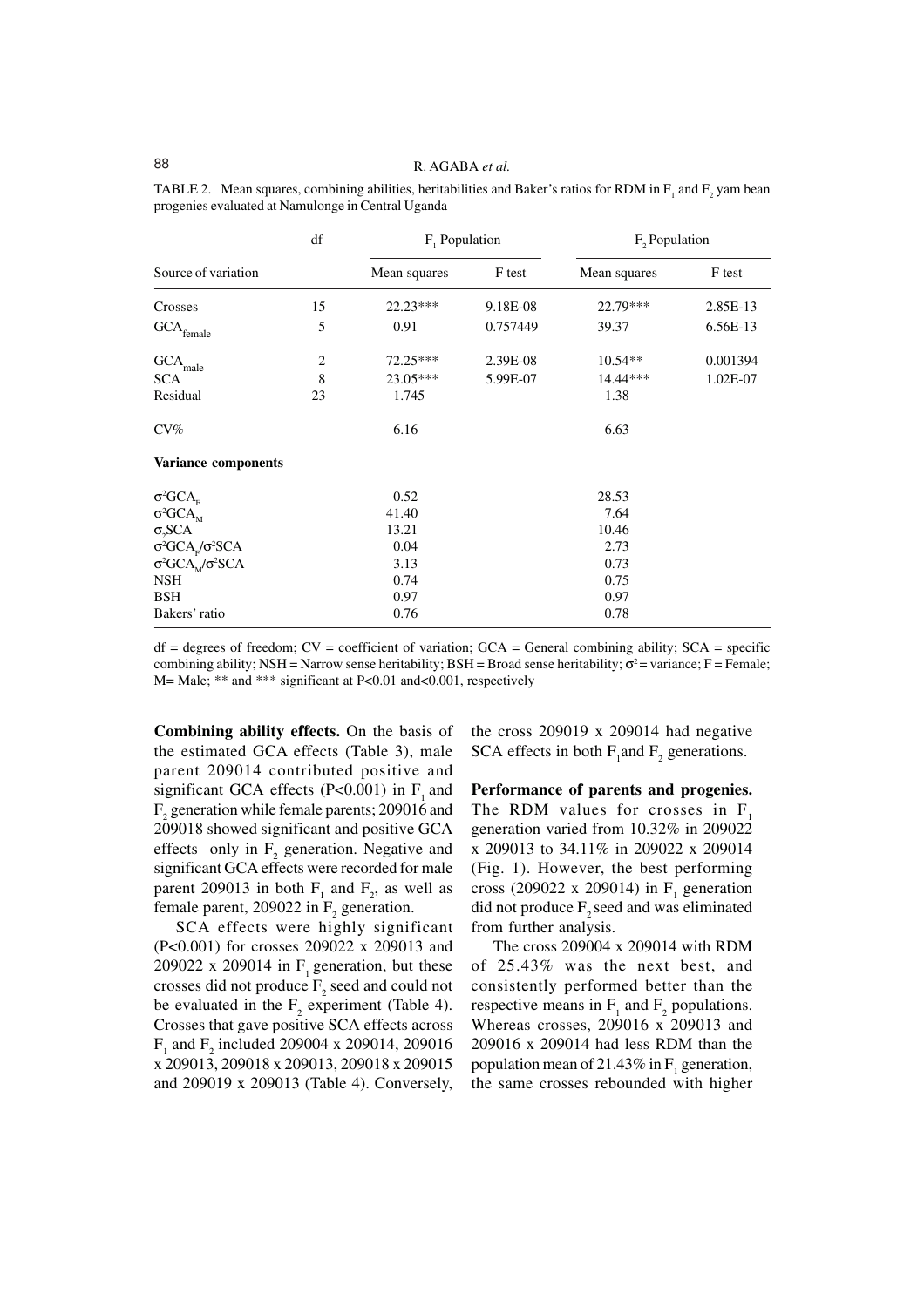TABLE 2. Mean squares, combining abilities, heritabilities and Baker's ratios for RDM in $F_1$ and $F_2$ yam bean progenies evaluated at Namulonge in Central Uganda

| Source of variation | df | $F_1$ Population | | $F_2$ Population | |
|---|---|---|---|---|---|
| | | Mean squares | F test | Mean squares | F test |
| Crosses | 15 | 22.23*** | 9.18E-08 | 22.79*** | 2.85E-13 |
| $GCA_{female}$ | 5 | 0.91 | 0.757449 | 39.37 | 6.56E-13 |
| $GCA_{male}$ | 2 | 72.25*** | 2.39E-08 | 10.54** | 0.001394 |
| SCA | 8 | 23.05*** | 5.99E-07 | 14.44*** | 1.02E-07 |
| Residual | 23 | 1.745 | | 1.38 | |
| CV% | | 6.16 | | 6.63 | |
| **Variance components** | | | | | |
| $\sigma^2GCA_F$ | | 0.52 | | 28.53 | |
| $\sigma^2GCA_M$ | | 41.40 | | 7.64 | |
| $\sigma_2SCA$ | | 13.21 | | 10.46 | |
| $\sigma^2GCA_F/\sigma^2SCA$ | | 0.04 | | 2.73 | |
| $\sigma^2GCA_M/\sigma^2SCA$ | | 3.13 | | 0.73 | |
| NSH | | 0.74 | | 0.75 | |
| BSH | | 0.97 | | 0.97 | |
| Bakers' ratio | | 0.76 | | 0.78 | |

df = degrees of freedom; CV = coefficient of variation; GCA = General combining ability; SCA = specific combining ability; NSH = Narrow sense heritability; BSH = Broad sense heritability; $\sigma^2$ = variance; F = Female; M= Male; ** and *** significant at P<0.01 and<0.001, respectively

**Combining ability effects.** On the basis of the estimated GCA effects (Table 3), male parent 209014 contributed positive and significant GCA effects (P<0.001) in $F_1$ and $F_2$ generation while female parents; 209016 and 209018 showed significant and positive GCA effects only in $F_2$ generation. Negative and significant GCA effects were recorded for male parent 209013 in both $F_1$ and $F_2$, as well as female parent, 209022 in $F_2$ generation.

SCA effects were highly significant (P<0.001) for crosses 209022 x 209013 and 209022 x 209014 in $F_1$ generation, but these crosses did not produce $F_2$ seed and could not be evaluated in the $F_2$ experiment (Table 4). Crosses that gave positive SCA effects across $F_1$ and $F_2$ included 209004 x 209014, 209016 x 209013, 209018 x 209013, 209018 x 209015 and 209019 x 209013 (Table 4). Conversely, the cross 209019 x 209014 had negative SCA effects in both $F_1$ and $F_2$ generations.

**Performance of parents and progenies.** The RDM values for crosses in $F_1$ generation varied from 10.32% in 209022 x 209013 to 34.11% in 209022 x 209014 (Fig. 1). However, the best performing cross (209022 x 209014) in $F_1$ generation did not produce $F_2$ seed and was eliminated from further analysis.

The cross 209004 x 209014 with RDM of 25.43% was the next best, and consistently performed better than the respective means in $F_1$ and $F_2$ populations. Whereas crosses, 209016 x 209013 and 209016 x 209014 had less RDM than the population mean of 21.43% in $F_1$ generation, the same crosses rebounded with higher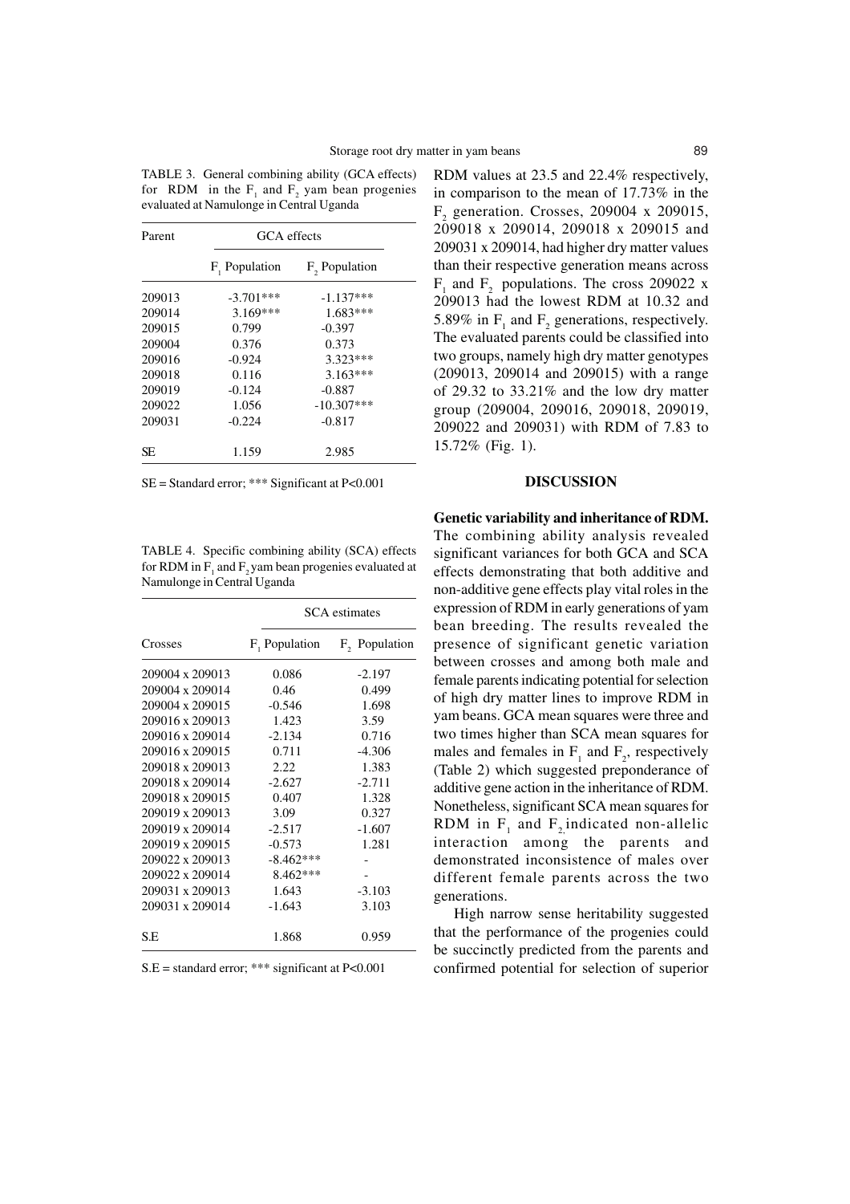TABLE 3. General combining ability (GCA effects) for RDM in the $F_1$ and $F_2$ yam bean progenies evaluated at Namulonge in Central Uganda

| Parent | GCA effects | |
|---|---|---|
| | $F_1$ Population | $F_2$ Population |
| 209013 | -3.701*** | -1.137*** |
| 209014 | 3.169*** | 1.683*** |
| 209015 | 0.799 | -0.397 |
| 209004 | 0.376 | 0.373 |
| 209016 | -0.924 | 3.323*** |
| 209018 | 0.116 | 3.163*** |
| 209019 | -0.124 | -0.887 |
| 209022 | 1.056 | -10.307*** |
| 209031 | -0.224 | -0.817 |
| SE | 1.159 | 2.985 |

SE = Standard error; *** Significant at P<0.001

TABLE 4. Specific combining ability (SCA) effects for RDM in $F_1$ and $F_2$ yam bean progenies evaluated at Namulonge in Central Uganda

| | SCA estimates | |
|---|---|---|
| Crosses | $F_1$ Population | $F_2$ Population |
| 209004 x 209013 | 0.086 | -2.197 |
| 209004 x 209014 | 0.46 | 0.499 |
| 209004 x 209015 | -0.546 | 1.698 |
| 209016 x 209013 | 1.423 | 3.59 |
| 209016 x 209014 | -2.134 | 0.716 |
| 209016 x 209015 | 0.711 | -4.306 |
| 209018 x 209013 | 2.22 | 1.383 |
| 209018 x 209014 | -2.627 | -2.711 |
| 209018 x 209015 | 0.407 | 1.328 |
| 209019 x 209013 | 3.09 | 0.327 |
| 209019 x 209014 | -2.517 | -1.607 |
| 209019 x 209015 | -0.573 | 1.281 |
| 209022 x 209013 | -8.462*** | - |
| 209022 x 209014 | 8.462*** | - |
| 209031 x 209013 | 1.643 | -3.103 |
| 209031 x 209014 | -1.643 | 3.103 |
| S.E | 1.868 | 0.959 |

S.E = standard error; *** significant at P<0.001

RDM values at 23.5 and 22.4% respectively, in comparison to the mean of 17.73% in the $F_2$ generation. Crosses, 209004 x 209015, 209018 x 209014, 209018 x 209015 and 209031 x 209014, had higher dry matter values than their respective generation means across $F_1$ and $F_2$ populations. The cross 209022 x 209013 had the lowest RDM at 10.32 and 5.89% in $F_1$ and $F_2$ generations, respectively. The evaluated parents could be classified into two groups, namely high dry matter genotypes (209013, 209014 and 209015) with a range of 29.32 to 33.21% and the low dry matter group (209004, 209016, 209018, 209019, 209022 and 209031) with RDM of 7.83 to 15.72% (Fig. 1).

## DISCUSSION

**Genetic variability and inheritance of RDM.** The combining ability analysis revealed significant variances for both GCA and SCA effects demonstrating that both additive and non-additive gene effects play vital roles in the expression of RDM in early generations of yam bean breeding. The results revealed the presence of significant genetic variation between crosses and among both male and female parents indicating potential for selection of high dry matter lines to improve RDM in yam beans. GCA mean squares were three and two times higher than SCA mean squares for males and females in $F_1$ and $F_2$, respectively (Table 2) which suggested preponderance of additive gene action in the inheritance of RDM. Nonetheless, significant SCA mean squares for RDM in $F_1$ and $F_2$ indicated non-allelic interaction among the parents and demonstrated inconsistence of males over different female parents across the two generations.

High narrow sense heritability suggested that the performance of the progenies could be succinctly predicted from the parents and confirmed potential for selection of superior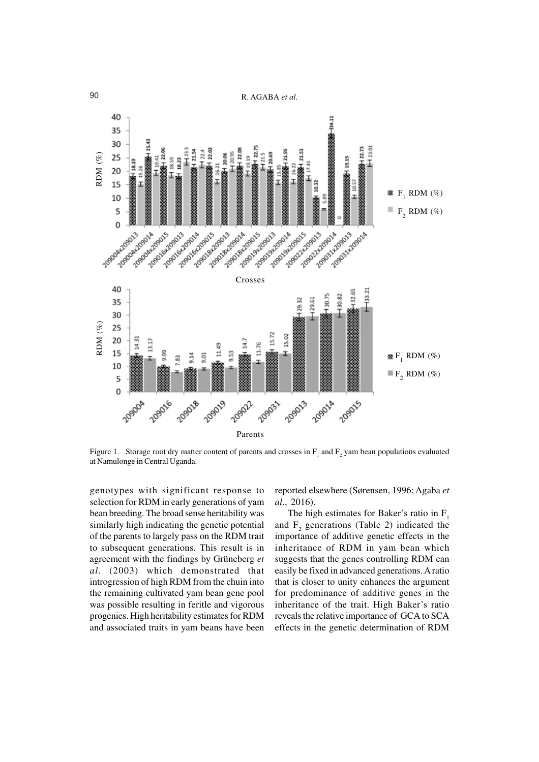Figure 1. Storage root dry matter content of parents and crosses in $F_1$ and $F_2$ yam bean populations evaluated at Namulonge in Central Uganda.

genotypes with significant response to selection for RDM in early generations of yam bean breeding. The broad sense heritability was similarly high indicating the genetic potential of the parents to largely pass on the RDM trait to subsequent generations. This result is in agreement with the findings by Grüneberg *et al*. (2003) which demonstrated that introgression of high RDM from the chuin into the remaining cultivated yam bean gene pool was possible resulting in feritle and vigorous progenies. High heritability estimates for RDM and associated traits in yam beans have been reported elsewhere (Sørensen, 1996; Agaba *et al*., 2016).

The high estimates for Baker's ratio in $F_1$ and $F_2$ generations (Table 2) indicated the importance of additive genetic effects in the inheritance of RDM in yam bean which suggests that the genes controlling RDM can easily be fixed in advanced generations. A ratio that is closer to unity enhances the argument for predominance of additive genes in the inheritance of the trait. High Baker's ratio reveals the relative importance of GCA to SCA effects in the genetic determination of RDM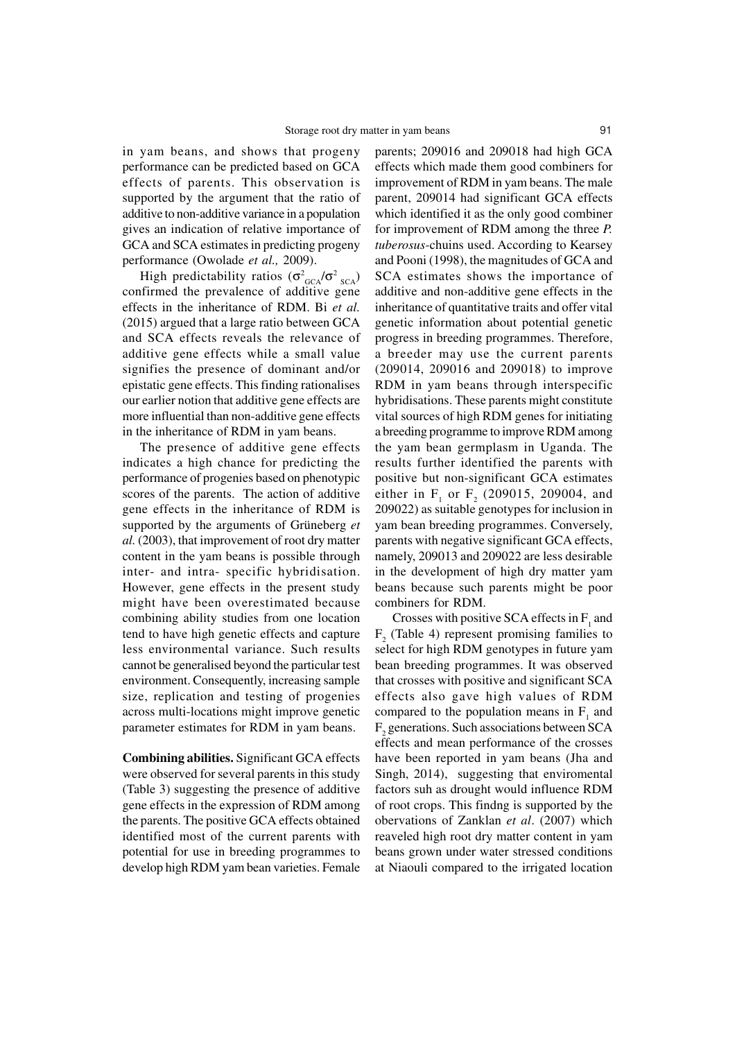in yam beans, and shows that progeny performance can be predicted based on GCA effects of parents. This observation is supported by the argument that the ratio of additive to non-additive variance in a population gives an indication of relative importance of GCA and SCA estimates in predicting progeny performance (Owolade *et al.,* 2009).

High predictability ratios ($\sigma^2_{GCA}/\sigma^2_{SCA}$) confirmed the prevalence of additive gene effects in the inheritance of RDM. Bi *et al.* (2015) argued that a large ratio between GCA and SCA effects reveals the relevance of additive gene effects while a small value signifies the presence of dominant and/or epistatic gene effects. This finding rationalises our earlier notion that additive gene effects are more influential than non-additive gene effects in the inheritance of RDM in yam beans.

The presence of additive gene effects indicates a high chance for predicting the performance of progenies based on phenotypic scores of the parents. The action of additive gene effects in the inheritance of RDM is supported by the arguments of Grüneberg *et al.* (2003), that improvement of root dry matter content in the yam beans is possible through inter- and intra- specific hybridisation. However, gene effects in the present study might have been overestimated because combining ability studies from one location tend to have high genetic effects and capture less environmental variance. Such results cannot be generalised beyond the particular test environment. Consequently, increasing sample size, replication and testing of progenies across multi-locations might improve genetic parameter estimates for RDM in yam beans.

**Combining abilities.** Significant GCA effects were observed for several parents in this study (Table 3) suggesting the presence of additive gene effects in the expression of RDM among the parents. The positive GCA effects obtained identified most of the current parents with potential for use in breeding programmes to develop high RDM yam bean varieties. Female parents; 209016 and 209018 had high GCA effects which made them good combiners for improvement of RDM in yam beans. The male parent, 209014 had significant GCA effects which identified it as the only good combiner for improvement of RDM among the three *P. tuberosus*-chuins used. According to Kearsey and Pooni (1998), the magnitudes of GCA and SCA estimates shows the importance of additive and non-additive gene effects in the inheritance of quantitative traits and offer vital genetic information about potential genetic progress in breeding programmes. Therefore, a breeder may use the current parents (209014, 209016 and 209018) to improve RDM in yam beans through interspecific hybridisations. These parents might constitute vital sources of high RDM genes for initiating a breeding programme to improve RDM among the yam bean germplasm in Uganda. The results further identified the parents with positive but non-significant GCA estimates either in $F_1$ or $F_2$ (209015, 209004, and 209022) as suitable genotypes for inclusion in yam bean breeding programmes. Conversely, parents with negative significant GCA effects, namely, 209013 and 209022 are less desirable in the development of high dry matter yam beans because such parents might be poor combiners for RDM.

Crosses with positive SCA effects in $F_1$ and $F_2$ (Table 4) represent promising families to select for high RDM genotypes in future yam bean breeding programmes. It was observed that crosses with positive and significant SCA effects also gave high values of RDM compared to the population means in $F_1$ and $F_2$ generations. Such associations between SCA effects and mean performance of the crosses have been reported in yam beans (Jha and Singh, 2014), suggesting that enviromental factors suh as drought would influence RDM of root crops. This findng is supported by the observations of Zanklan *et al*. (2007) which reaveled high root dry matter content in yam beans grown under water stressed conditions at Niaouli compared to the irrigated location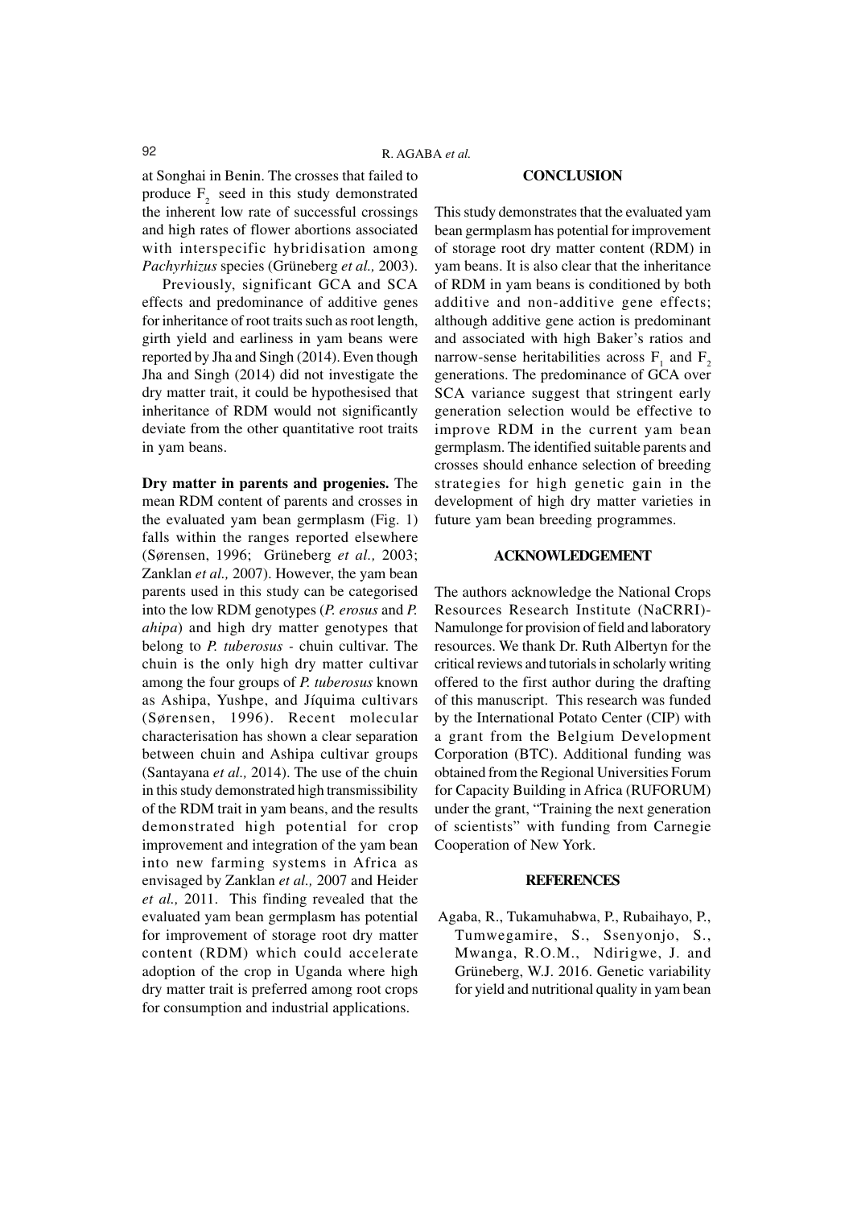at Songhai in Benin. The crosses that failed to produce $F_2$ seed in this study demonstrated the inherent low rate of successful crossings and high rates of flower abortions associated with interspecific hybridisation among *Pachyrhizus* species (Grüneberg *et al.,* 2003).

Previously, significant GCA and SCA effects and predominance of additive genes for inheritance of root traits such as root length, girth yield and earliness in yam beans were reported by Jha and Singh (2014). Even though Jha and Singh (2014) did not investigate the dry matter trait, it could be hypothesised that inheritance of RDM would not significantly deviate from the other quantitative root traits in yam beans.

**Dry matter in parents and progenies.** The mean RDM content of parents and crosses in the evaluated yam bean germplasm (Fig. 1) falls within the ranges reported elsewhere (Sørensen, 1996; Grüneberg *et al.,* 2003; Zanklan *et al.,* 2007). However, the yam bean parents used in this study can be categorised into the low RDM genotypes (*P. erosus* and *P. ahipa*) and high dry matter genotypes that belong to *P. tuberosus* - chuin cultivar. The chuin is the only high dry matter cultivar among the four groups of *P. tuberosus* known as Ashipa, Yushpe, and Jíquima cultivars (Sørensen, 1996). Recent molecular characterisation has shown a clear separation between chuin and Ashipa cultivar groups (Santayana *et al.,* 2014). The use of the chuin in this study demonstrated high transmissibility of the RDM trait in yam beans, and the results demonstrated high potential for crop improvement and integration of the yam bean into new farming systems in Africa as envisaged by Zanklan *et al.,* 2007 and Heider *et al.,* 2011. This finding revealed that the evaluated yam bean germplasm has potential for improvement of storage root dry matter content (RDM) which could accelerate adoption of the crop in Uganda where high dry matter trait is preferred among root crops for consumption and industrial applications.

## CONCLUSION

This study demonstrates that the evaluated yam bean germplasm has potential for improvement of storage root dry matter content (RDM) in yam beans. It is also clear that the inheritance of RDM in yam beans is conditioned by both additive and non-additive gene effects; although additive gene action is predominant and associated with high Baker's ratios and narrow-sense heritabilities across $F_1$ and $F_2$ generations. The predominance of GCA over SCA variance suggest that stringent early generation selection would be effective to improve RDM in the current yam bean germplasm. The identified suitable parents and crosses should enhance selection of breeding strategies for high genetic gain in the development of high dry matter varieties in future yam bean breeding programmes.

## ACKNOWLEDGEMENT

The authors acknowledge the National Crops Resources Research Institute (NaCRRI)-Namulonge for provision of field and laboratory resources. We thank Dr. Ruth Albertyn for the critical reviews and tutorials in scholarly writing offered to the first author during the drafting of this manuscript. This research was funded by the International Potato Center (CIP) with a grant from the Belgium Development Corporation (BTC). Additional funding was obtained from the Regional Universities Forum for Capacity Building in Africa (RUFORUM) under the grant, "Training the next generation of scientists" with funding from Carnegie Cooperation of New York.

## REFERENCES

Agaba, R., Tukamuhabwa, P., Rubaihayo, P., Tumwegamire, S., Ssenyonjo, S., Mwanga, R.O.M., Ndirigwe, J. and Grüneberg, W.J. 2016. Genetic variability for yield and nutritional quality in yam bean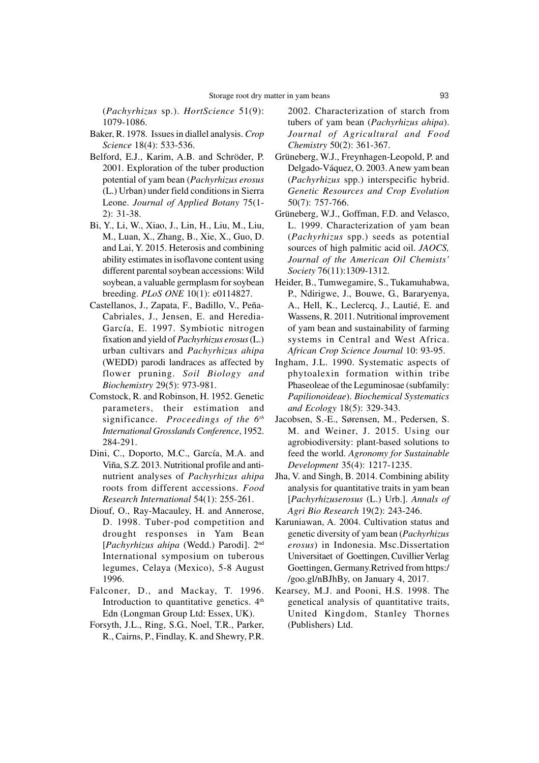(*Pachyrhizus* sp.). *HortScience* 51(9): 1079-1086.

Baker, R. 1978. Issues in diallel analysis. *Crop Science* 18(4): 533-536.

Belford, E.J., Karim, A.B. and Schröder, P. 2001. Exploration of the tuber production potential of yam bean (*Pachyrhizus erosus* (L.) Urban) under field conditions in Sierra Leone. *Journal of Applied Botany* 75(1-2): 31-38.

Bi, Y., Li, W., Xiao, J., Lin, H., Liu, M., Liu, M., Luan, X., Zhang, B., Xie, X., Guo, D. and Lai, Y. 2015. Heterosis and combining ability estimates in isoflavone content using different parental soybean accessions: Wild soybean, a valuable germplasm for soybean breeding. *PLoS ONE* 10(1): e0114827.

Castellanos, J., Zapata, F., Badillo, V., Peña-Cabriales, J., Jensen, E. and Heredia-García, E. 1997. Symbiotic nitrogen fixation and yield of *Pachyrhizus erosus* (L.) urban cultivars and *Pachyrhizus ahipa* (WEDD) parodi landraces as affected by flower pruning. *Soil Biology and Biochemistry* 29(5): 973-981.

Comstock, R. and Robinson, H. 1952. Genetic parameters, their estimation and significance. *Proceedings of the 6th International Grosslands Conference*, 1952. 284-291.

Dini, C., Doporto, M.C., García, M.A. and Viña, S.Z. 2013. Nutritional profile and anti-nutrient analyses of *Pachyrhizus ahipa* roots from different accessions. *Food Research International* 54(1): 255-261.

Diouf, O., Ray-Macauley, H. and Annerose, D. 1998. Tuber-pod competition and drought responses in Yam Bean [*Pachyrhizus ahipa* (Wedd.) Parodi]. 2nd International symposium on tuberous legumes, Celaya (Mexico), 5-8 August 1996.

Falconer, D., and Mackay, T. 1996. Introduction to quantitative genetics. 4th Edn (Longman Group Ltd: Essex, UK).

Forsyth, J.L., Ring, S.G., Noel, T.R., Parker, R., Cairns, P., Findlay, K. and Shewry, P.R. 2002. Characterization of starch from tubers of yam bean (*Pachyrhizus ahipa*). *Journal of Agricultural and Food Chemistry* 50(2): 361-367.

Grüneberg, W.J., Freynhagen-Leopold, P. and Delgado-Váquez, O. 2003. A new yam bean (*Pachyrhizus* spp.) interspecific hybrid. *Genetic Resources and Crop Evolution* 50(7): 757-766.

Grüneberg, W.J., Goffman, F.D. and Velasco, L. 1999. Characterization of yam bean (*Pachyrhizus* spp.) seeds as potential sources of high palmitic acid oil. *JAOCS, Journal of the American Oil Chemists' Society* 76(11):1309-1312.

Heider, B., Tumwegamire, S., Tukamuhabwa, P., Ndirigwe, J., Bouwe, G., Bararyenya, A., Hell, K., Leclercq, J., Lautié, E. and Wassens, R. 2011. Nutritional improvement of yam bean and sustainability of farming systems in Central and West Africa. *African Crop Science Journal* 10: 93-95.

Ingham, J.L. 1990. Systematic aspects of phytoalexin formation within tribe Phaseoleae of the Leguminosae (subfamily: *Papilionoideae*). *Biochemical Systematics and Ecology* 18(5): 329-343.

Jacobsen, S.-E., Sørensen, M., Pedersen, S. M. and Weiner, J. 2015. Using our agrobiodiversity: plant-based solutions to feed the world. *Agronomy for Sustainable Development* 35(4): 1217-1235.

Jha, V. and Singh, B. 2014. Combining ability analysis for quantitative traits in yam bean [*Pachyrhizuserosus* (L.) Urb.]. *Annals of Agri Bio Research* 19(2): 243-246.

Karuniawan, A. 2004. Cultivation status and genetic diversity of yam bean (*Pachyrhizus erosus*) in Indonesia. Msc.Dissertation Universitaet of Goettingen, Cuvillier Verlag Goettingen, Germany.Retrived from https://goo.gl/nBJhBy, on January 4, 2017.

Kearsey, M.J. and Pooni, H.S. 1998. The genetical analysis of quantitative traits, United Kingdom, Stanley Thornes (Publishers) Ltd.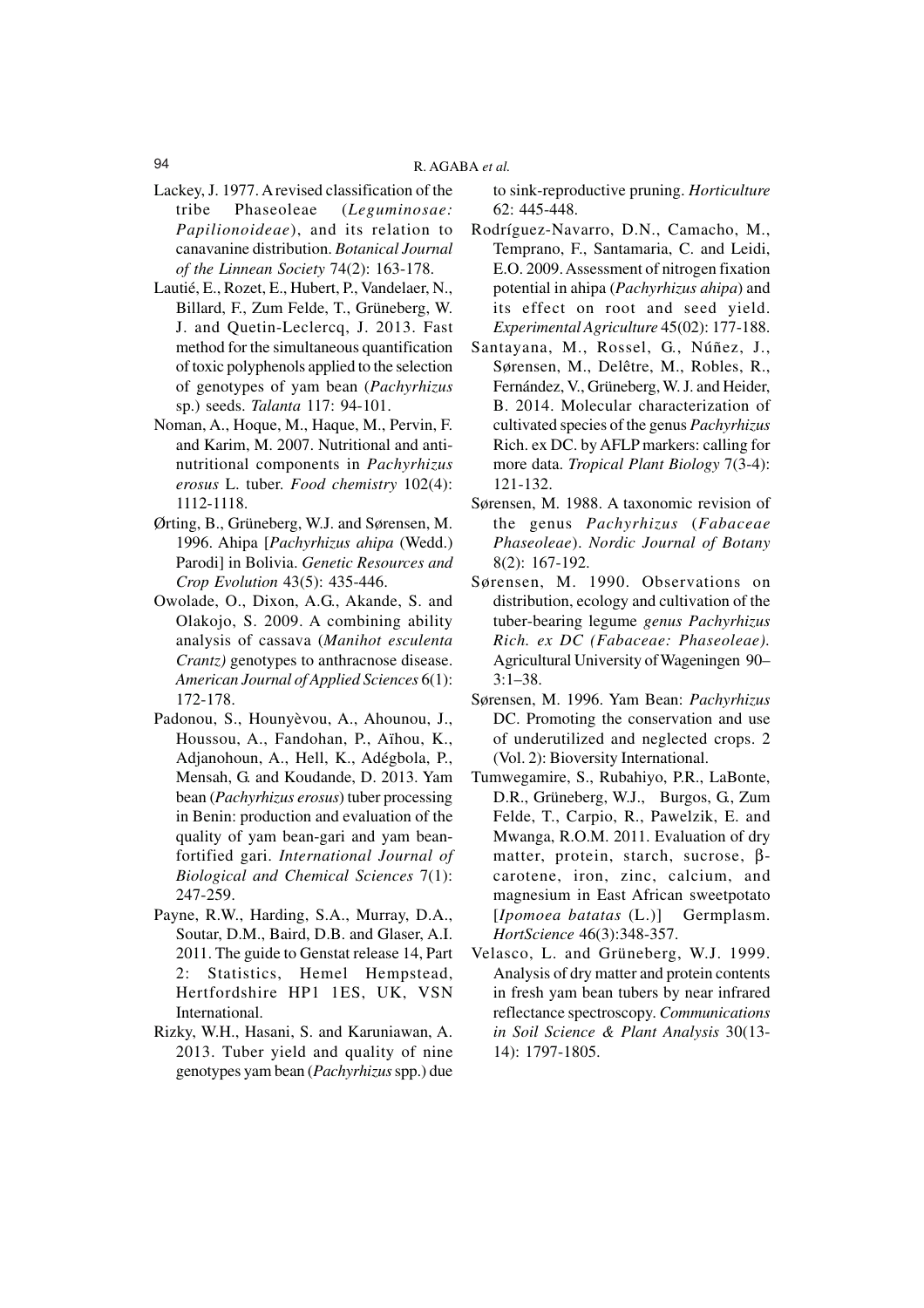Lackey, J. 1977. A revised classification of the tribe Phaseoleae (*Leguminosae: Papilionoideae*), and its relation to canavanine distribution. *Botanical Journal of the Linnean Society* 74(2): 163-178.

Lautié, E., Rozet, E., Hubert, P., Vandelaer, N., Billard, F., Zum Felde, T., Grüneberg, W. J. and Quetin-Leclercq, J. 2013. Fast method for the simultaneous quantification of toxic polyphenols applied to the selection of genotypes of yam bean (*Pachyrhizus* sp.) seeds. *Talanta* 117: 94-101.

Noman, A., Hoque, M., Haque, M., Pervin, F. and Karim, M. 2007. Nutritional and anti-nutritional components in *Pachyrhizus erosus* L. tuber. *Food chemistry* 102(4): 1112-1118.

Ørting, B., Grüneberg, W.J. and Sørensen, M. 1996. Ahipa [*Pachyrhizus ahipa* (Wedd.) Parodi] in Bolivia. *Genetic Resources and Crop Evolution* 43(5): 435-446.

Owolade, O., Dixon, A.G., Akande, S. and Olakojo, S. 2009. A combining ability analysis of cassava (*Manihot esculenta Crantz)* genotypes to anthracnose disease. *American Journal of Applied Sciences* 6(1): 172-178.

Padonou, S., Hounyèvou, A., Ahounou, J., Houssou, A., Fandohan, P., Aïhou, K., Adjanohoun, A., Hell, K., Adégbola, P., Mensah, G. and Koudande, D. 2013. Yam bean (*Pachyrhizus erosus*) tuber processing in Benin: production and evaluation of the quality of yam bean-gari and yam bean-fortified gari. *International Journal of Biological and Chemical Sciences* 7(1): 247-259.

Payne, R.W., Harding, S.A., Murray, D.A., Soutar, D.M., Baird, D.B. and Glaser, A.I. 2011. The guide to Genstat release 14, Part 2: Statistics, Hemel Hempstead, Hertfordshire HP1 1ES, UK, VSN International.

Rizky, W.H., Hasani, S. and Karuniawan, A. 2013. Tuber yield and quality of nine genotypes yam bean (*Pachyrhizus* spp.) due to sink-reproductive pruning. *Horticulture* 62: 445-448.

Rodríguez-Navarro, D.N., Camacho, M., Temprano, F., Santamaria, C. and Leidi, E.O. 2009. Assessment of nitrogen fixation potential in ahipa (*Pachyrhizus ahipa*) and its effect on root and seed yield. *Experimental Agriculture* 45(02): 177-188.

Santayana, M., Rossel, G., Núñez, J., Sørensen, M., Delêtre, M., Robles, R., Fernández, V., Grüneberg, W. J. and Heider, B. 2014. Molecular characterization of cultivated species of the genus *Pachyrhizus* Rich. ex DC. by AFLP markers: calling for more data. *Tropical Plant Biology* 7(3-4): 121-132.

Sørensen, M. 1988. A taxonomic revision of the genus *Pachyrhizus* (*Fabaceae Phaseoleae*). *Nordic Journal of Botany* 8(2): 167-192.

Sørensen, M. 1990. Observations on distribution, ecology and cultivation of the tuber-bearing legume *genus Pachyrhizus Rich. ex DC (Fabaceae: Phaseoleae).* Agricultural University of Wageningen 90–3:1–38.

Sørensen, M. 1996. Yam Bean: *Pachyrhizus* DC. Promoting the conservation and use of underutilized and neglected crops. 2 (Vol. 2): Bioversity International.

Tumwegamire, S., Rubahiyo, P.R., LaBonte, D.R., Grüneberg, W.J., Burgos, G., Zum Felde, T., Carpio, R., Pawelzik, E. and Mwanga, R.O.M. 2011. Evaluation of dry matter, protein, starch, sucrose, β-carotene, iron, zinc, calcium, and magnesium in East African sweetpotato [*Ipomoea batatas* (L.)] Germplasm. *HortScience* 46(3):348-357.

Velasco, L. and Grüneberg, W.J. 1999. Analysis of dry matter and protein contents in fresh yam bean tubers by near infrared reflectance spectroscopy. *Communications in Soil Science & Plant Analysis* 30(13-14): 1797-1805.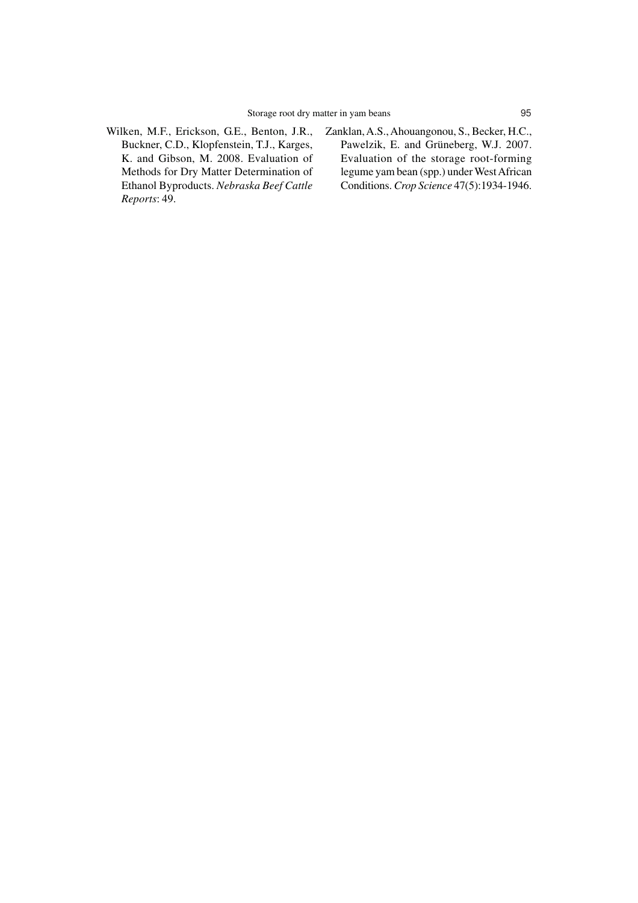Wilken, M.F., Erickson, G.E., Benton, J.R., Buckner, C.D., Klopfenstein, T.J., Karges, K. and Gibson, M. 2008. Evaluation of Methods for Dry Matter Determination of Ethanol Byproducts. *Nebraska Beef Cattle Reports*: 49.

Zanklan, A.S., Ahouangonou, S., Becker, H.C., Pawelzik, E. and Grüneberg, W.J. 2007. Evaluation of the storage root-forming legume yam bean (spp.) under West African Conditions. *Crop Science* 47(5):1934-1946.